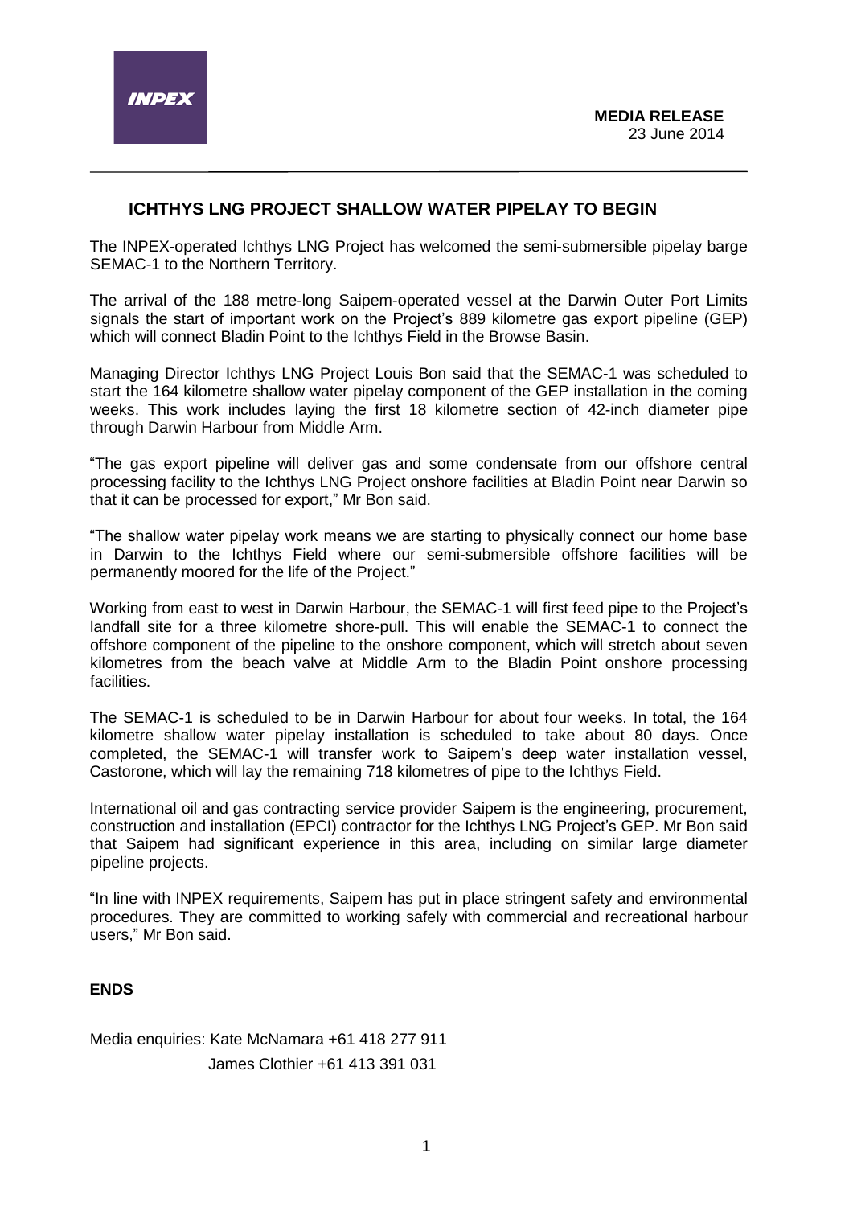**MEDIA RELEASE**
23 June 2014

## ICHTHYS LNG PROJECT SHALLOW WATER PIPELAY TO BEGIN

The INPEX-operated Ichthys LNG Project has welcomed the semi-submersible pipelay barge SEMAC-1 to the Northern Territory.

The arrival of the 188 metre-long Saipem-operated vessel at the Darwin Outer Port Limits signals the start of important work on the Project's 889 kilometre gas export pipeline (GEP) which will connect Bladin Point to the Ichthys Field in the Browse Basin.

Managing Director Ichthys LNG Project Louis Bon said that the SEMAC-1 was scheduled to start the 164 kilometre shallow water pipelay component of the GEP installation in the coming weeks. This work includes laying the first 18 kilometre section of 42-inch diameter pipe through Darwin Harbour from Middle Arm.

"The gas export pipeline will deliver gas and some condensate from our offshore central processing facility to the Ichthys LNG Project onshore facilities at Bladin Point near Darwin so that it can be processed for export," Mr Bon said.

"The shallow water pipelay work means we are starting to physically connect our home base in Darwin to the Ichthys Field where our semi-submersible offshore facilities will be permanently moored for the life of the Project."

Working from east to west in Darwin Harbour, the SEMAC-1 will first feed pipe to the Project's landfall site for a three kilometre shore-pull. This will enable the SEMAC-1 to connect the offshore component of the pipeline to the onshore component, which will stretch about seven kilometres from the beach valve at Middle Arm to the Bladin Point onshore processing facilities.

The SEMAC-1 is scheduled to be in Darwin Harbour for about four weeks. In total, the 164 kilometre shallow water pipelay installation is scheduled to take about 80 days. Once completed, the SEMAC-1 will transfer work to Saipem's deep water installation vessel, Castorone, which will lay the remaining 718 kilometres of pipe to the Ichthys Field.

International oil and gas contracting service provider Saipem is the engineering, procurement, construction and installation (EPCI) contractor for the Ichthys LNG Project's GEP. Mr Bon said that Saipem had significant experience in this area, including on similar large diameter pipeline projects.

"In line with INPEX requirements, Saipem has put in place stringent safety and environmental procedures. They are committed to working safely with commercial and recreational harbour users," Mr Bon said.

**ENDS**

Media enquiries: Kate McNamara +61 418 277 911
James Clothier +61 413 391 031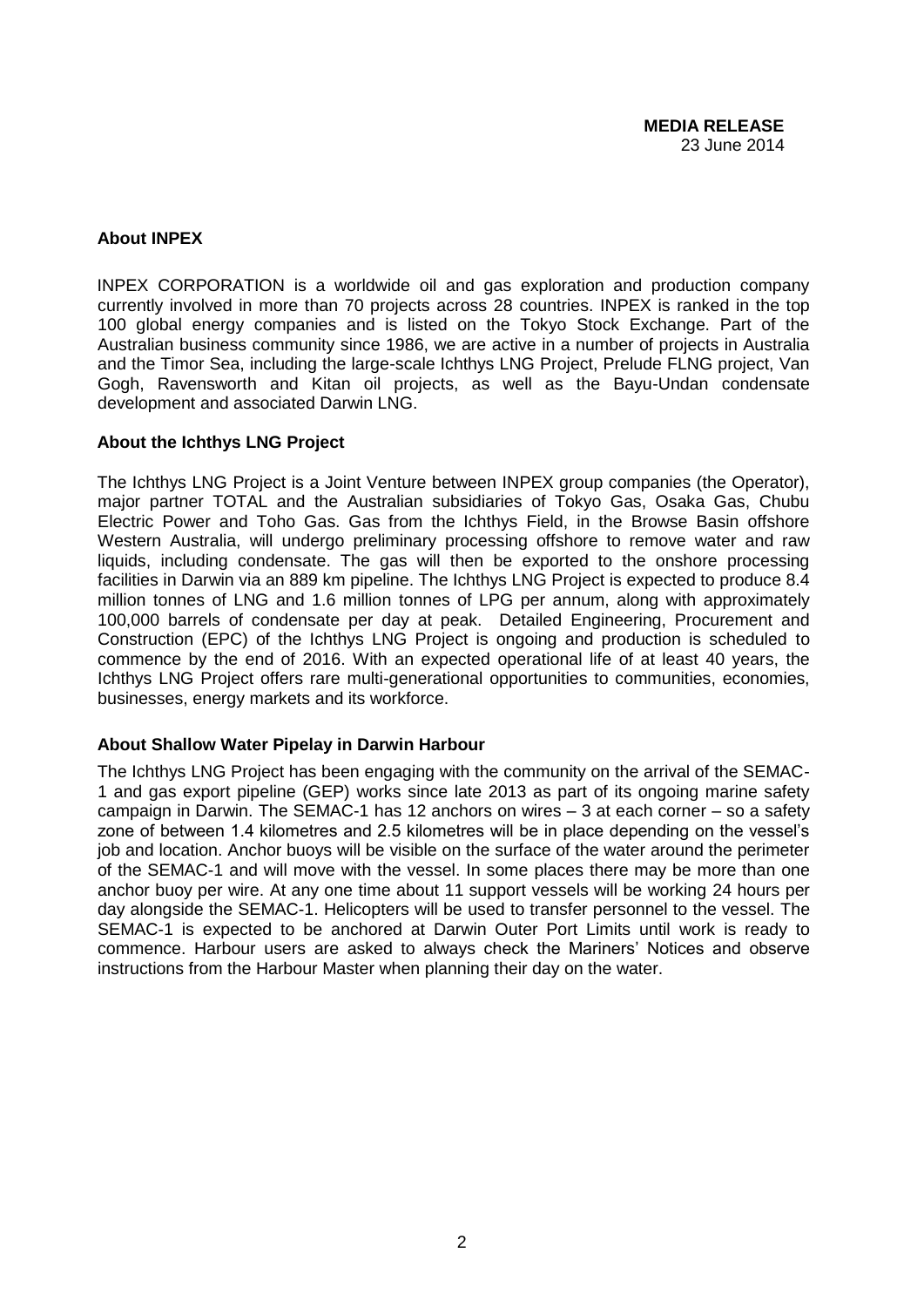**MEDIA RELEASE**
23 June 2014

## About INPEX

INPEX CORPORATION is a worldwide oil and gas exploration and production company currently involved in more than 70 projects across 28 countries. INPEX is ranked in the top 100 global energy companies and is listed on the Tokyo Stock Exchange. Part of the Australian business community since 1986, we are active in a number of projects in Australia and the Timor Sea, including the large-scale Ichthys LNG Project, Prelude FLNG project, Van Gogh, Ravensworth and Kitan oil projects, as well as the Bayu-Undan condensate development and associated Darwin LNG.

## About the Ichthys LNG Project

The Ichthys LNG Project is a Joint Venture between INPEX group companies (the Operator), major partner TOTAL and the Australian subsidiaries of Tokyo Gas, Osaka Gas, Chubu Electric Power and Toho Gas. Gas from the Ichthys Field, in the Browse Basin offshore Western Australia, will undergo preliminary processing offshore to remove water and raw liquids, including condensate. The gas will then be exported to the onshore processing facilities in Darwin via an 889 km pipeline. The Ichthys LNG Project is expected to produce 8.4 million tonnes of LNG and 1.6 million tonnes of LPG per annum, along with approximately 100,000 barrels of condensate per day at peak. Detailed Engineering, Procurement and Construction (EPC) of the Ichthys LNG Project is ongoing and production is scheduled to commence by the end of 2016. With an expected operational life of at least 40 years, the Ichthys LNG Project offers rare multi-generational opportunities to communities, economies, businesses, energy markets and its workforce.

## About Shallow Water Pipelay in Darwin Harbour

The Ichthys LNG Project has been engaging with the community on the arrival of the SEMAC-1 and gas export pipeline (GEP) works since late 2013 as part of its ongoing marine safety campaign in Darwin. The SEMAC-1 has 12 anchors on wires – 3 at each corner – so a safety zone of between 1.4 kilometres and 2.5 kilometres will be in place depending on the vessel's job and location. Anchor buoys will be visible on the surface of the water around the perimeter of the SEMAC-1 and will move with the vessel. In some places there may be more than one anchor buoy per wire. At any one time about 11 support vessels will be working 24 hours per day alongside the SEMAC-1. Helicopters will be used to transfer personnel to the vessel. The SEMAC-1 is expected to be anchored at Darwin Outer Port Limits until work is ready to commence. Harbour users are asked to always check the Mariners' Notices and observe instructions from the Harbour Master when planning their day on the water.